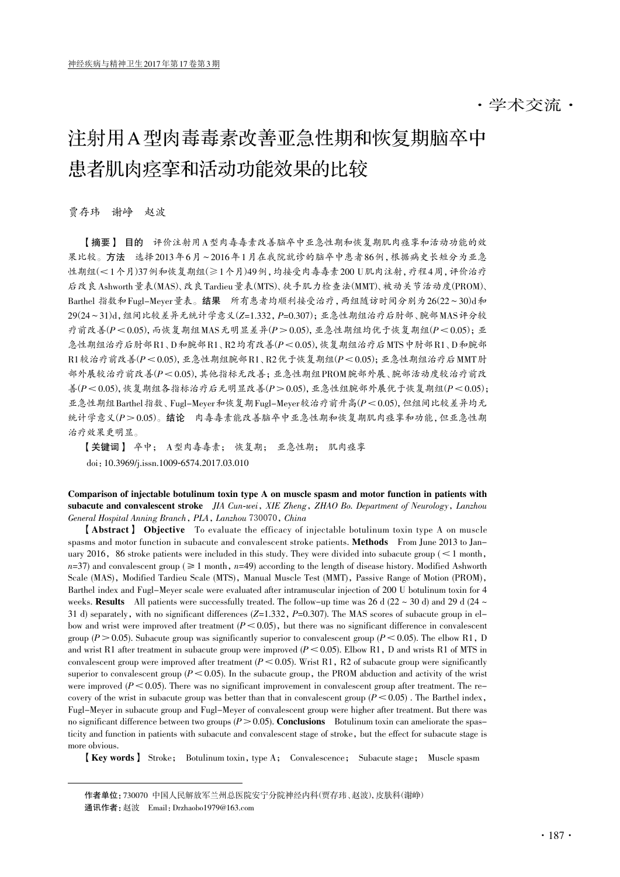·学术交流·

# 注射用A型肉毒毒素改善亚急性期和恢复期脑卒中患者肌肉痉挛和活动功能效果的比较

贾存玮　谢峥　赵波

【摘要】 **目的**　评价注射用A型肉毒毒素改善脑卒中亚急性期和恢复期肌肉痉挛和活动功能的效果比较。**方法**　选择2013年6月～2016年1月在我院就诊的脑卒中患者86例，根据病史长短分为亚急性期组(<1个月)37例和恢复期组(≥1个月)49例，均接受肉毒毒素200 U肌肉注射，疗程4周，评价治疗后改良Ashworth量表(MAS)、改良Tardieu量表(MTS)、徒手肌力检查法(MMT)、被动关节活动度(PROM)、Barthel指数和Fugl-Meyer量表。**结果**　所有患者均顺利接受治疗，两组随访时间分别为26(22～30)d和29(24～31)d，组间比较差异无统计学意义($Z$=1.332，$P$=0.307)；亚急性期组治疗后肘部、腕部MAS评分较疗前改善($P<0.05$)，而恢复期组MAS无明显差异($P>0.05$)，亚急性期组均优于恢复期组($P<0.05$)；亚急性期组治疗后肘部R1、D和腕部R1、R2均有改善($P<0.05$)，恢复期组治疗后MTS中肘部R1、D和腕部R1较治疗前改善($P<0.05$)，亚急性期组腕部R1、R2优于恢复期组($P<0.05$)；亚急性期组治疗后MMT肘部外展较治疗前改善($P<0.05$)，其他指标无改善；亚急性期组PROM腕部外展、腕部活动度较治疗前改善($P<0.05$)，恢复期组各指标治疗后无明显改善($P>0.05$)，亚急性组腕部外展优于恢复期组($P<0.05$)；亚急性期组Barthel指数、Fugl-Meyer和恢复期Fugl-Meyer较治疗前升高($P<0.05$)，但组间比较差异均无统计学意义($P>0.05$)。**结论**　肉毒毒素能改善脑卒中亚急性期和恢复期肌肉痉挛和功能，但亚急性期治疗效果更明显。

【关键词】 卒中；　A型肉毒毒素；　恢复期；　亚急性期；　肌肉痉挛

doi：10.3969/j.issn.1009-6574.2017.03.010

**Comparison of injectable botulinum toxin type A on muscle spasm and motor function in patients with subacute and convalescent stroke**　*JIA Cun-wei, XIE Zheng, ZHAO Bo. Department of Neurology, Lanzhou General Hospital Anning Branch, PLA, Lanzhou 730070, China*

【**Abstract**】 **Objective**　To evaluate the efficacy of injectable botulinum toxin type A on muscle spasms and motor function in subacute and convalescent stroke patients. **Methods**　From June 2013 to January 2016, 86 stroke patients were included in this study. They were divided into subacute group (<1 month, $n$=37) and convalescent group (≥1 month, $n$=49) according to the length of disease history. Modified Ashworth Scale (MAS), Modified Tardieu Scale (MTS), Manual Muscle Test (MMT), Passive Range of Motion (PROM), Barthel index and Fugl-Meyer scale were evaluated after intramuscular injection of 200 U botulinum toxin for 4 weeks. **Results**　All patients were successfully treated. The follow-up time was 26 d (22～30 d) and 29 d (24～31 d) separately, with no significant differences ($Z$=1.332, $P$=0.307). The MAS scores of subacute group in elbow and wrist were improved after treatment ($P<0.05$), but there was no significant difference in convalescent group ($P>0.05$). Subacute group was significantly superior to convalescent group ($P<0.05$). The elbow R1, D and wrist R1 after treatment in subacute group were improved ($P<0.05$). Elbow R1, D and wrists R1 of MTS in convalescent group were improved after treatment ($P<0.05$). Wrist R1, R2 of subacute group were significantly superior to convalescent group ($P<0.05$). In the subacute group, the PROM abduction and activity of the wrist were improved ($P<0.05$). There was no significant improvement in convalescent group after treatment. The recovery of the wrist in subacute group was better than that in convalescent group ($P<0.05$). The Barthel index, Fugl-Meyer in subacute group and Fugl-Meyer of convalescent group were higher after treatment. But there was no significant difference between two groups ($P>0.05$). **Conclusions**　Botulinum toxin can ameliorate the spasticity and function in patients with subacute and convalescent stage of stroke, but the effect for subacute stage is more obvious.

【**Key words**】 Stroke;　Botulinum toxin, type A;　Convalescence;　Subacute stage;　Muscle spasm

---

**作者单位**：730070 中国人民解放军兰州总医院安宁分院神经内科(贾存玮、赵波)，皮肤科(谢峥)

**通讯作者**：赵波　Email：Drzhaobo1979@163.com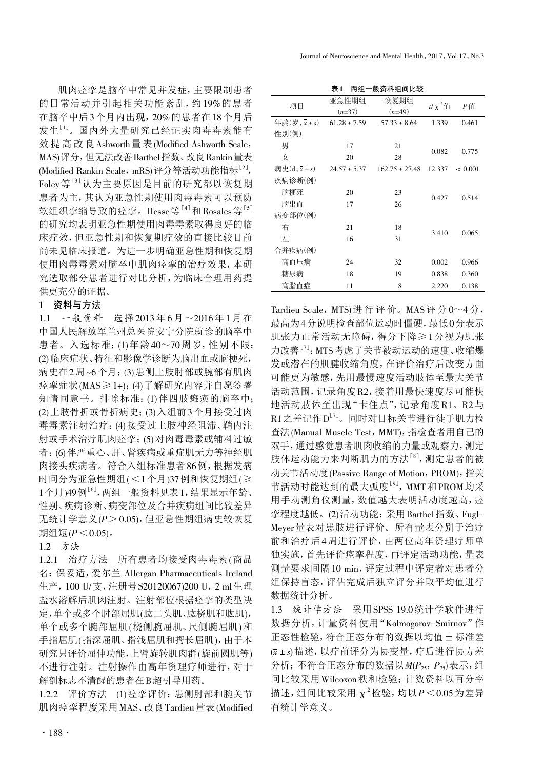肌肉痉挛是脑卒中常见并发症，主要限制患者的日常活动并引起相关功能紊乱，约19%的患者在脑卒中后3个月内出现，20%的患者在18个月后发生[1]。国内外大量研究已经证实肉毒毒素能有效提高改良Ashworth量表(Modified Ashworth Scale，MAS)评分，但无法改善Barthel指数、改良Rankin量表(Modified Rankin Scale，mRS)评分等活动功能指标[2]，Foley等[3]认为主要原因是目前的研究都以恢复期患者为主，其认为亚急性期使用肉毒毒素可以预防软组织挛缩导致的痉挛。Hesse等[4]和Rosales等[5]的研究均表明亚急性期使用肉毒毒素取得良好的临床疗效，但亚急性期和恢复期疗效的直接比较目前尚未见临床报道。为进一步明确亚急性期和恢复期使用肉毒毒素对脑卒中肌肉痉挛的治疗效果，本研究选取部分患者进行对比分析，为临床合理用药提供更充分的证据。

## 1 资料与方法

1.1 *一般资料* 选择2013年6月～2016年1月在中国人民解放军兰州总医院安宁分院就诊的脑卒中患者。入选标准：(1)年龄40～70周岁，性别不限；(2)临床症状、特征和影像学诊断为脑出血或脑梗死，病史在2周~6个月；(3)患侧上肢肘部或腕部有肌肉痉挛症状(MAS≥1+)；(4)了解研究内容并自愿签署知情同意书。排除标准：(1)伴四肢瘫痪的脑卒中；(2)上肢骨折或骨折病史；(3)入组前3个月接受过肉毒毒素注射治疗；(4)接受过上肢神经阻滞、鞘内注射或手术治疗肌肉痉挛；(5)对肉毒毒素或辅料过敏者；(6)伴严重心、肝、肾疾病或重症肌无力等神经肌肉接头疾病者。符合入组标准患者86例，根据发病时间分为亚急性期组(<1个月)37例和恢复期组(≥1个月)49例[6]，两组一般资料见表1，结果显示年龄、性别、疾病诊断、病变部位及合并疾病组间比较差异无统计学意义($P>0.05$)，但亚急性期组病史较恢复期组短($P<0.05$)。

**表1 两组一般资料组间比较**

| 项目 | 亚急性期组($n$=37) | 恢复期组($n$=49) | $t$/$\chi^2$值 | $P$值 |
|---|---|---|---|---|
| 年龄(岁，$\bar{x}\pm s$) | 61.28 ± 7.59 | 57.33 ± 8.64 | 1.339 | 0.461 |
| 性别(例) | | | | |
| 男 | 17 | 21 | 0.082 | 0.775 |
| 女 | 20 | 28 | | |
| 病史(d，$\bar{x}\pm s$) | 24.57 ± 5.37 | 162.75 ± 27.48 | 12.337 | <0.001 |
| 疾病诊断(例) | | | | |
| 脑梗死 | 20 | 23 | 0.427 | 0.514 |
| 脑出血 | 17 | 26 | | |
| 病变部位(例) | | | | |
| 右 | 21 | 18 | 3.410 | 0.065 |
| 左 | 16 | 31 | | |
| 合并疾病(例) | | | | |
| 高血压病 | 24 | 32 | 0.002 | 0.966 |
| 糖尿病 | 18 | 19 | 0.838 | 0.360 |
| 高脂血症 | 11 | 8 | 2.220 | 0.138 |

1.2 *方法*

1.2.1 治疗方法 所有患者均接受肉毒毒素(商品名：保妥适，爱尔兰 Allergan Pharmaceuticals Ireland 生产，100 U/支，注册号S20120067)200 U，2 ml生理盐水溶解后肌肉注射。注射部位根据痉挛的类型决定，单个或多个肘部屈肌(肱二头肌、肱桡肌和肱肌)，单个或多个腕部屈肌(桡侧腕屈肌、尺侧腕屈肌)和手指屈肌(指深屈肌、指浅屈肌和拇长屈肌)，由于本研究只评价屈伸功能，上臂旋转肌肉群(旋前圆肌等)不进行注射。注射操作由高年资理疗师进行，对于解剖标志不清醒的患者在B超引导用药。

1.2.2 评价方法 (1)痉挛评价：患侧肘部和腕关节肌肉痉挛程度采用MAS、改良Tardieu量表(Modified Tardieu Scale，MTS)进行评价。MAS评分0～4分，最高为4分说明检查部位运动时僵硬，最低0分表示肌张力正常活动无障碍，得分下降≥1分视为肌张力改善[7]；MTS考虑了关节被动运动的速度、收缩爆发或潜在的肌腱收缩角度，在评价治疗后改变方面可能更为敏感，先用最慢速度活动肢体至最大关节活动范围，记录角度R2，接着用最快速度尽可能快地活动肢体至出现"卡住点"，记录角度R1。R2与R1之差记作D[7]。同时对目标关节进行徒手肌力检查法(Manual Muscle Test，MMT)，指检查者用自己的双手，通过感觉患者肌肉收缩的力量或观察力，测定肢体运动能力来判断肌力的方法[8]，测定患者的被动关节活动度(Passive Range of Motion，PROM)，指关节活动时能达到的最大弧度[9]，MMT和PROM均采用手动测角仪测量，数值越大表明活动度越高，痉挛程度越低。(2)活动功能：采用Barthel指数、Fugl-Meyer量表对患肢进行评价。所有量表分别于治疗前和治疗后4周进行评价，由两位高年资理疗师单独实施，首先评价痉挛程度，再评定活动功能，量表测量要求间隔10 min，评定过程中评定者对患者分组保持盲态，评估完成后独立评分并取平均值进行数据统计分析。

1.3 *统计学方法* 采用SPSS 19.0统计学软件进行数据分析，计量资料使用"Kolmogorov-Smirnov"作正态性检验，符合正态分布的数据以均值±标准差($\bar{x}\pm s$)描述，以疗前评分为协变量，疗后进行协方差分析；不符合正态分布的数据以$M(P_{25}, P_{75})$表示，组间比较采用Wilcoxon秩和检验；计数资料以百分率描述，组间比较采用$\chi^2$检验，均以$P<0.05$为差异有统计学意义。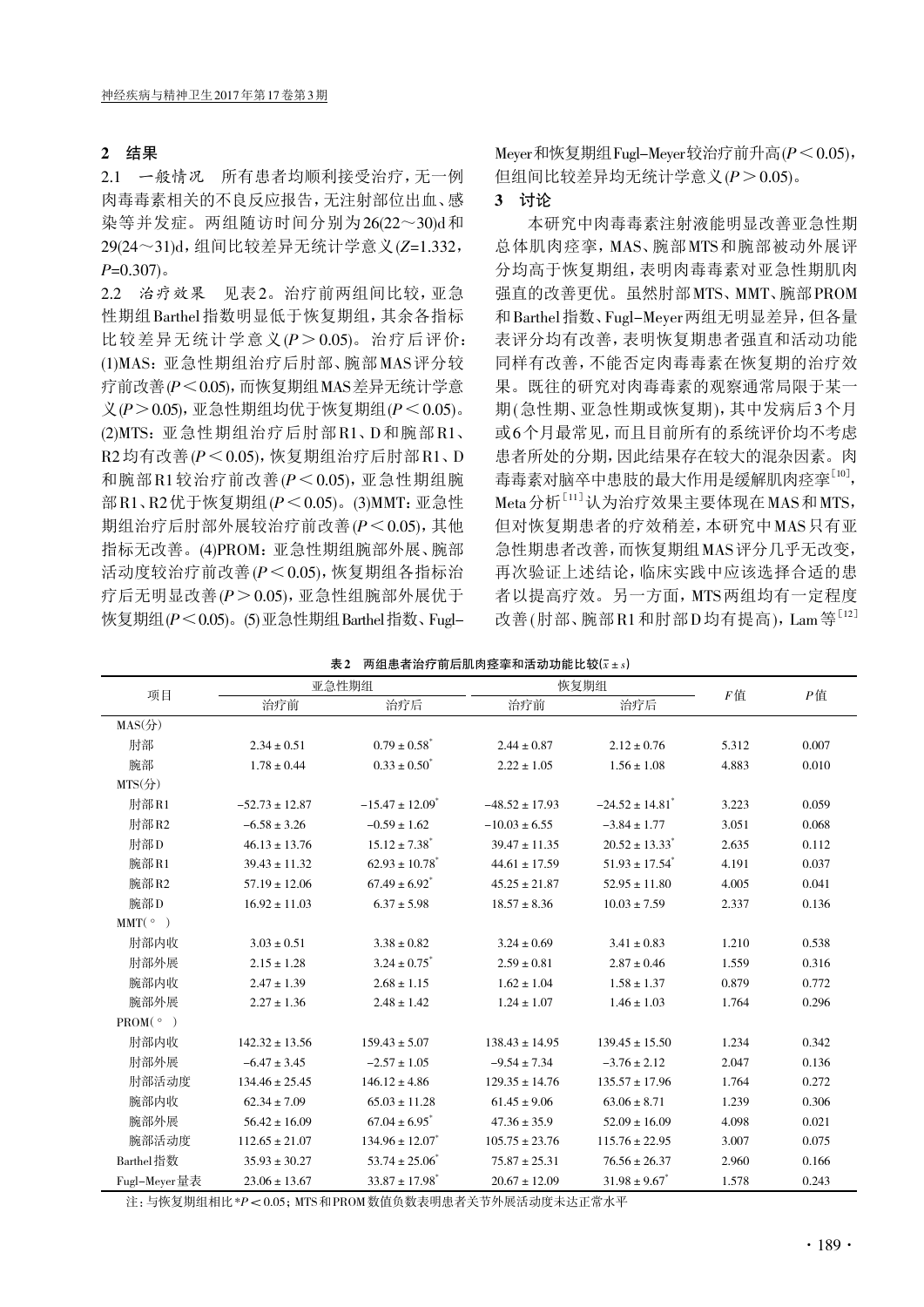## 2 结果

2.1 *一般情况* 所有患者均顺利接受治疗，无一例肉毒毒素相关的不良反应报告，无注射部位出血、感染等并发症。两组随访时间分别为26(22～30)d和29(24～31)d，组间比较差异无统计学意义($Z$=1.332，$P$=0.307)。

2.2 *治疗效果* 见表2。治疗前两组间比较，亚急性期组Barthel指数明显低于恢复期组，其余各指标比较差异无统计学意义($P$＞0.05)。治疗后评价：(1)MAS：亚急性期组治疗后肘部、腕部MAS评分较疗前改善($P$＜0.05)，而恢复期组MAS差异无统计学意义($P$＞0.05)，亚急性期组均优于恢复期组($P$＜0.05)。(2)MTS：亚急性期组治疗后肘部R1、D和腕部R1、R2均有改善($P$＜0.05)，恢复期组治疗后肘部R1、D和腕部R1较治疗前改善($P$＜0.05)，亚急性期组腕部R1、R2优于恢复期组($P$＜0.05)。(3)MMT：亚急性期组治疗后肘部外展较治疗前改善($P$＜0.05)，其他指标无改善。(4)PROM：亚急性期组腕部外展、腕部活动度较治疗前改善($P$＜0.05)，恢复期组各指标治疗后无明显改善($P$＞0.05)，亚急性组腕部外展优于恢复期组($P$＜0.05)。(5)亚急性期组Barthel指数、Fugl-Meyer和恢复期组Fugl-Meyer较治疗前升高($P$＜0.05)，但组间比较差异均无统计学意义($P$＞0.05)。

## 3 讨论

本研究中肉毒毒素注射液能明显改善亚急性期总体肌肉痉挛，MAS、腕部MTS和腕部被动外展评分均高于恢复期组，表明肉毒毒素对亚急性期肌肉强直的改善更优。虽然肘部MTS、MMT、腕部PROM和Barthel指数、Fugl-Meyer两组无明显差异，但各量表评分均有改善，表明恢复期患者强直和活动功能同样有改善，不能否定肉毒毒素在恢复期的治疗效果。既往的研究对肉毒毒素的观察通常局限于某一期(急性期、亚急性期或恢复期)，其中发病后3个月或6个月最常见，而且目前所有的系统评价均不考虑患者所处的分期，因此结果存在较大的混杂因素。肉毒毒素对脑卒中患肢的最大作用是缓解肌肉痉挛[10]，Meta分析[11]认为治疗效果主要体现在MAS和MTS，但对恢复期患者的疗效稍差，本研究中MAS只有亚急性期患者改善，而恢复期组MAS评分几乎无改变，再次验证上述结论，临床实践中应该选择合适的患者以提高疗效。另一方面，MTS两组均有一定程度改善(肘部、腕部R1和肘部D均有提高)，Lam等[12]

**表2 两组患者治疗前后肌肉痉挛和活动功能比较($\bar{x} \pm s$)**

| 项目 | 亚急性期组 | | 恢复期组 | | $F$值 | $P$值 |
|---|---|---|---|---|---|---|
| | 治疗前 | 治疗后 | 治疗前 | 治疗后 | | |
| MAS(分) | | | | | | |
| 肘部 | 2.34 ± 0.51 | 0.79 ± 0.58* | 2.44 ± 0.87 | 2.12 ± 0.76 | 5.312 | 0.007 |
| 腕部 | 1.78 ± 0.44 | 0.33 ± 0.50* | 2.22 ± 1.05 | 1.56 ± 1.08 | 4.883 | 0.010 |
| MTS(分) | | | | | | |
| 肘部R1 | −52.73 ± 12.87 | −15.47 ± 12.09* | −48.52 ± 17.93 | −24.52 ± 14.81* | 3.223 | 0.059 |
| 肘部R2 | −6.58 ± 3.26 | −0.59 ± 1.62 | −10.03 ± 6.55 | −3.84 ± 1.77 | 3.051 | 0.068 |
| 肘部D | 46.13 ± 13.76 | 15.12 ± 7.38* | 39.47 ± 11.35 | 20.52 ± 13.33* | 2.635 | 0.112 |
| 腕部R1 | 39.43 ± 11.32 | 62.93 ± 10.78* | 44.61 ± 17.59 | 51.93 ± 17.54* | 4.191 | 0.037 |
| 腕部R2 | 57.19 ± 12.06 | 67.49 ± 6.92* | 45.25 ± 21.87 | 52.95 ± 11.80 | 4.005 | 0.041 |
| 腕部D | 16.92 ± 11.03 | 6.37 ± 5.98 | 18.57 ± 8.36 | 10.03 ± 7.59 | 2.337 | 0.136 |
| MMT(°) | | | | | | |
| 肘部内收 | 3.03 ± 0.51 | 3.38 ± 0.82 | 3.24 ± 0.69 | 3.41 ± 0.83 | 1.210 | 0.538 |
| 肘部外展 | 2.15 ± 1.28 | 3.24 ± 0.75* | 2.59 ± 0.81 | 2.87 ± 0.46 | 1.559 | 0.316 |
| 腕部内收 | 2.47 ± 1.39 | 2.68 ± 1.15 | 1.62 ± 1.04 | 1.58 ± 1.37 | 0.879 | 0.772 |
| 腕部外展 | 2.27 ± 1.36 | 2.48 ± 1.42 | 1.24 ± 1.07 | 1.46 ± 1.03 | 1.764 | 0.296 |
| PROM(°) | | | | | | |
| 肘部内收 | 142.32 ± 13.56 | 159.43 ± 5.07 | 138.43 ± 14.95 | 139.45 ± 15.50 | 1.234 | 0.342 |
| 肘部外展 | −6.47 ± 3.45 | −2.57 ± 1.05 | −9.54 ± 7.34 | −3.76 ± 2.12 | 2.047 | 0.136 |
| 肘部活动度 | 134.46 ± 25.45 | 146.12 ± 4.86 | 129.35 ± 14.76 | 135.57 ± 17.96 | 1.764 | 0.272 |
| 腕部内收 | 62.34 ± 7.09 | 65.03 ± 11.28 | 61.45 ± 9.06 | 63.06 ± 8.71 | 1.239 | 0.306 |
| 腕部外展 | 56.42 ± 16.09 | 67.04 ± 6.95* | 47.36 ± 35.9 | 52.09 ± 16.09 | 4.098 | 0.021 |
| 腕部活动度 | 112.65 ± 21.07 | 134.96 ± 12.07* | 105.75 ± 23.76 | 115.76 ± 22.95 | 3.007 | 0.075 |
| Barthel指数 | 35.93 ± 30.27 | 53.74 ± 25.06* | 75.87 ± 25.31 | 76.56 ± 26.37 | 2.960 | 0.166 |
| Fugl-Meyer量表 | 23.06 ± 13.67 | 33.87 ± 17.98* | 20.67 ± 12.09 | 31.98 ± 9.67* | 1.578 | 0.243 |

注：与恢复期组相比*$P$＜0.05；MTS和PROM数值负数表明患者关节外展活动度未达正常水平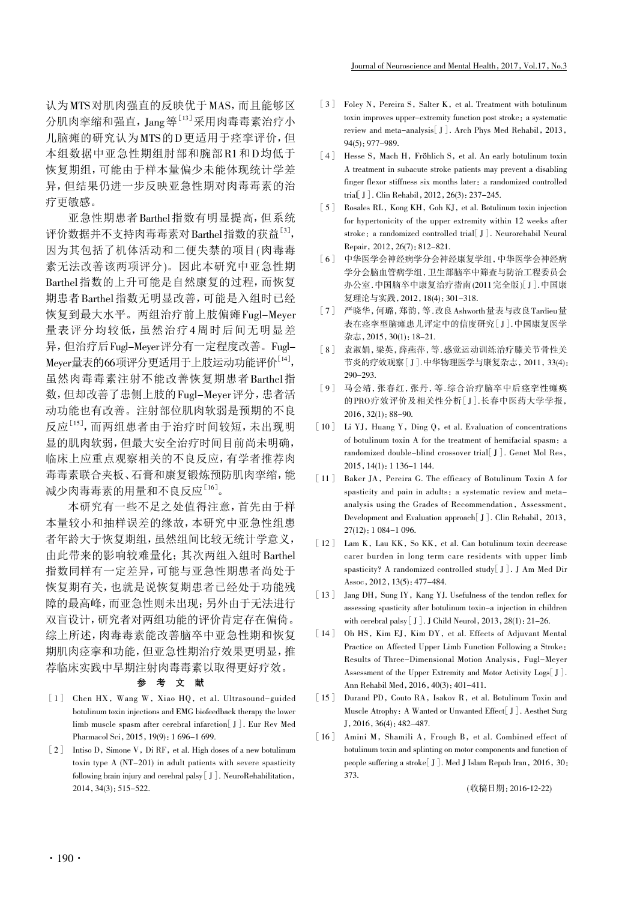认为MTS对肌肉强直的反映优于MAS，而且能够区分肌肉挛缩和强直，Jang等[13]采用肉毒毒素治疗小儿脑瘫的研究认为MTS的D更适用于痉挛评价，但本组数据中亚急性期组肘部和腕部R1和D均低于恢复期组，可能由于样本量偏少未能体现统计学差异，但结果仍进一步反映亚急性期对肉毒毒素的治疗更敏感。

亚急性期患者Barthel指数有明显提高，但系统评价数据并不支持肉毒毒素对Barthel指数的获益[3]，因为其包括了机体活动和二便失禁的项目(肉毒毒素无法改善该两项评分)。因此本研究中亚急性期Barthel指数的上升可能是自然康复的过程，而恢复期患者Barthel指数无明显改善，可能是入组时已经恢复到最大水平。两组治疗前上肢偏瘫Fugl-Meyer量表评分均较低，虽然治疗4周时后间无明显差异，但治疗后Fugl-Meyer评分有一定程度改善。Fugl-Meyer量表的66项评分更适用于上肢运动功能评价[14]，虽然肉毒毒素注射不能改善恢复期患者Barthel指数，但却改善了患侧上肢的Fugl-Meyer评分，患者活动功能也有改善。注射部位肌肉软弱是预期的不良反应[15]，而两组患者由于治疗时间较短，未出现明显的肌肉软弱，但最大安全治疗时间目前尚未明确，临床上应重点观察相关的不良反应，有学者推荐肉毒毒素联合夹板、石膏和康复锻炼预防肌肉挛缩，能减少肉毒毒素的用量和不良反应[16]。

本研究有一些不足之处值得注意，首先由于样本量较小和抽样误差的缘故，本研究中亚急性组患者年龄大于恢复期组，虽然组间比较无统计学意义，由此带来的影响较难量化；其次两组入组时Barthel指数同样有一定差异，可能与亚急性期患者尚处于恢复期有关，也就是说恢复期患者已经处于功能残障的最高峰，而亚急性则未出现；另外由于无法进行双盲设计，研究者对两组功能的评价肯定存在偏倚。综上所述，肉毒毒素能改善脑卒中亚急性期和恢复期肌肉痉挛和功能，但亚急性期治疗效果更明显，推荐临床实践中早期注射肉毒毒素以取得更好疗效。

## 参 考 文 献

[1] Chen HX, Wang W, Xiao HQ, et al. Ultrasound-guided botulinum toxin injections and EMG biofeedback therapy the lower limb muscle spasm after cerebral infarction[J]. Eur Rev Med Pharmacol Sci, 2015, 19(9): 1 696-1 699.

[2] Intiso D, Simone V, Di RF, et al. High doses of a new botulinum toxin type A (NT-201) in adult patients with severe spasticity following brain injury and cerebral palsy[J]. NeuroRehabilitation, 2014, 34(3): 515-522.

[3] Foley N, Pereira S, Salter K, et al. Treatment with botulinum toxin improves upper-extremity function post stroke: a systematic review and meta-analysis[J]. Arch Phys Med Rehabil, 2013, 94(5): 977-989.

[4] Hesse S, Mach H, Fröhlich S, et al. An early botulinum toxin A treatment in subacute stroke patients may prevent a disabling finger flexor stiffness six months later: a randomized controlled trial[J]. Clin Rehabil, 2012, 26(3): 237-245.

[5] Rosales RL, Kong KH, Goh KJ, et al. Botulinum toxin injection for hypertonicity of the upper extremity within 12 weeks after stroke: a randomized controlled trial[J]. Neurorehabil Neural Repair, 2012, 26(7): 812-821.

[6] 中华医学会神经病学分会神经康复学组,中华医学会神经病学分会脑血管病学组,卫生部脑卒中筛查与防治工程委员会办公室.中国脑卒中康复治疗指南(2011完全版)[J].中国康复理论与实践,2012,18(4):301-318.

[7] 严晓华,何璐,郑韵,等.改良Ashworth量表与改良Tardieu量表在痉挛型脑瘫患儿评定中的信度研究[J].中国康复医学杂志,2015,30(1):18-21.

[8] 袁淑娟,梁英,薛燕萍,等.感觉运动训练治疗膝关节骨性关节炎的疗效观察[J].中华物理医学与康复杂志,2011,33(4):290-293.

[9] 马会靖,张春红,张丹,等.综合治疗脑卒中后痉挛性瘫痪的PRO疗效评价及相关性分析[J].长春中医药大学学报,2016,32(1):88-90.

[10] Li YJ, Huang Y, Ding Q, et al. Evaluation of concentrations of botulinum toxin A for the treatment of hemifacial spasm: a randomized double-blind crossover trial[J]. Genet Mol Res, 2015, 14(1): 1 136-1 144.

[11] Baker JA, Pereira G. The efficacy of Botulinum Toxin A for spasticity and pain in adults: a systematic review and meta-analysis using the Grades of Recommendation, Assessment, Development and Evaluation approach[J]. Clin Rehabil, 2013, 27(12): 1 084-1 096.

[12] Lam K, Lau KK, So KK, et al. Can botulinum toxin decrease carer burden in long term care residents with upper limb spasticity? A randomized controlled study[J]. J Am Med Dir Assoc, 2012, 13(5): 477-484.

[13] Jang DH, Sung IY, Kang YJ. Usefulness of the tendon reflex for assessing spasticity after botulinum toxin-a injection in children with cerebral palsy[J]. J Child Neurol, 2013, 28(1): 21-26.

[14] Oh HS, Kim EJ, Kim DY, et al. Effects of Adjuvant Mental Practice on Affected Upper Limb Function Following a Stroke: Results of Three-Dimensional Motion Analysis, Fugl-Meyer Assessment of the Upper Extremity and Motor Activity Logs[J]. Ann Rehabil Med, 2016, 40(3): 401-411.

[15] Durand PD, Couto RA, Isakov R, et al. Botulinum Toxin and Muscle Atrophy: A Wanted or Unwanted Effect[J]. Aesthet Surg J, 2016, 36(4): 482-487.

[16] Amini M, Shamili A, Frough B, et al. Combined effect of botulinum toxin and splinting on motor components and function of people suffering a stroke[J]. Med J Islam Repub Iran, 2016, 30: 373.

(收稿日期: 2016-12-22)